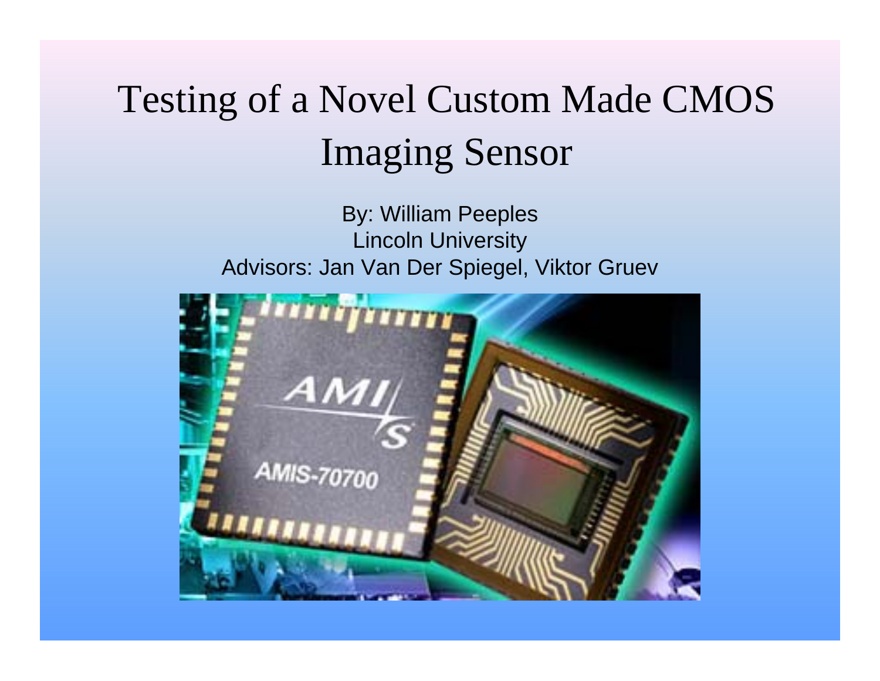# Testing of a Novel Custom Made CMOS Imaging Sensor

By: William Peeples
Lincoln University
Advisors: Jan Van Der Spiegel, Viktor Gruev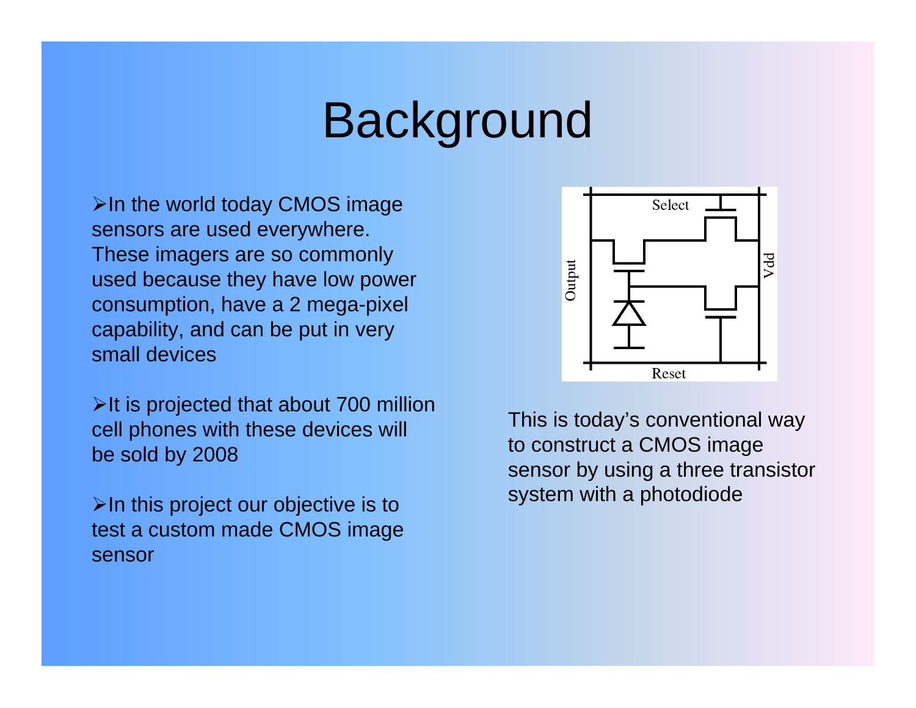# Background

- In the world today CMOS image sensors are used everywhere. These imagers are so commonly used because they have low power consumption, have a 2 mega-pixel capability, and can be put in very small devices

- It is projected that about 700 million cell phones with these devices will be sold by 2008

- In this project our objective is to test a custom made CMOS image sensor

This is today's conventional way to construct a CMOS image sensor by using a three transistor system with a photodiode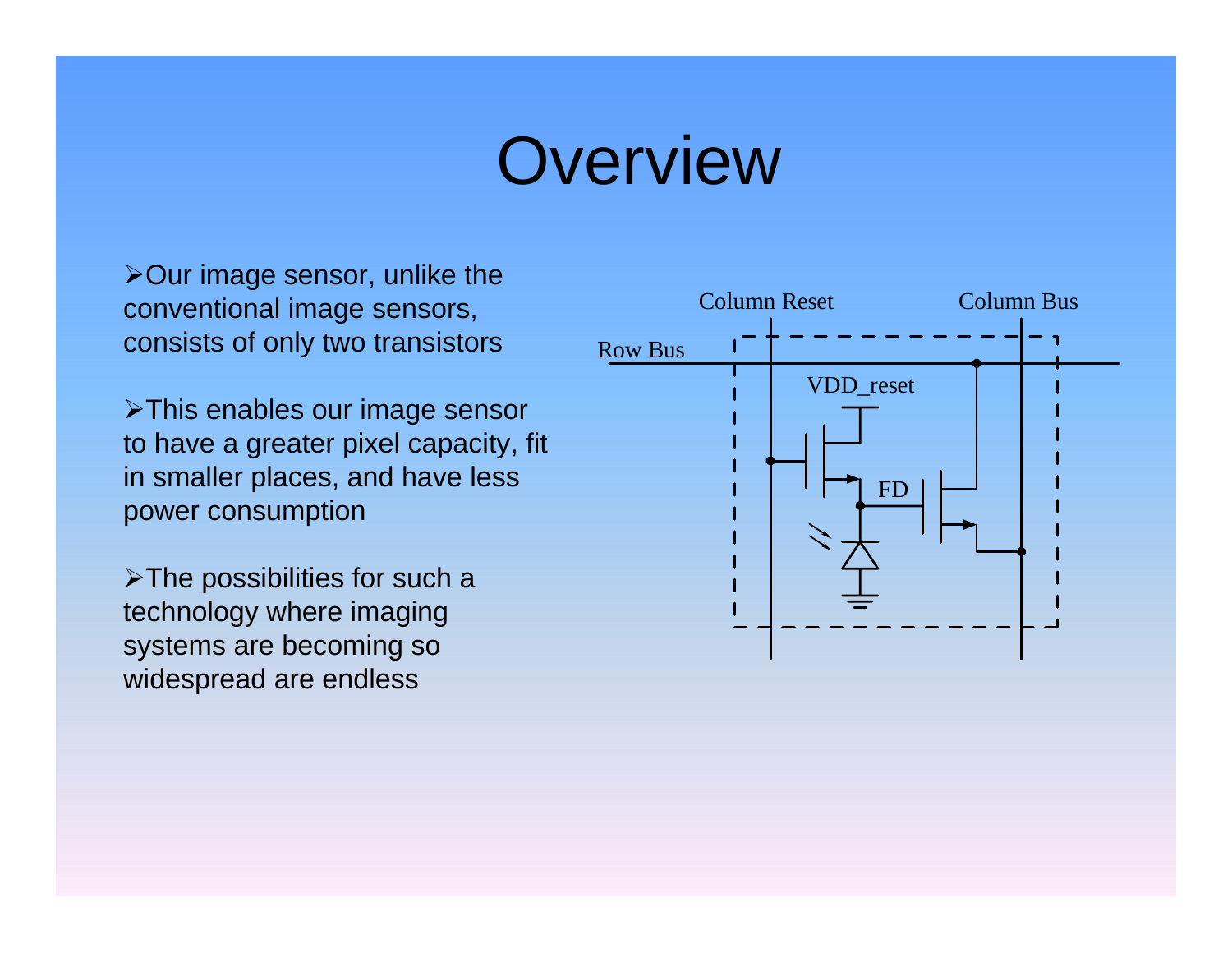# Overview

- Our image sensor, unlike the conventional image sensors, consists of only two transistors

- This enables our image sensor to have a greater pixel capacity, fit in smaller places, and have less power consumption

- The possibilities for such a technology where imaging systems are becoming so widespread are endless

Column Reset

Column Bus

Row Bus

VDD_reset

FD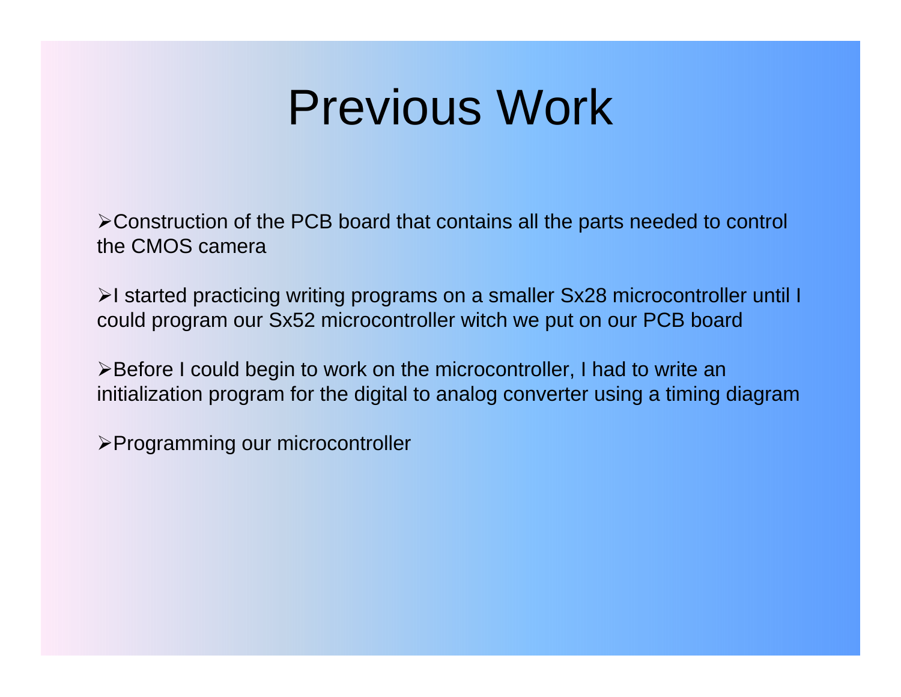# Previous Work

- Construction of the PCB board that contains all the parts needed to control the CMOS camera

- I started practicing writing programs on a smaller Sx28 microcontroller until I could program our Sx52 microcontroller witch we put on our PCB board

- Before I could begin to work on the microcontroller, I had to write an initialization program for the digital to analog converter using a timing diagram

- Programming our microcontroller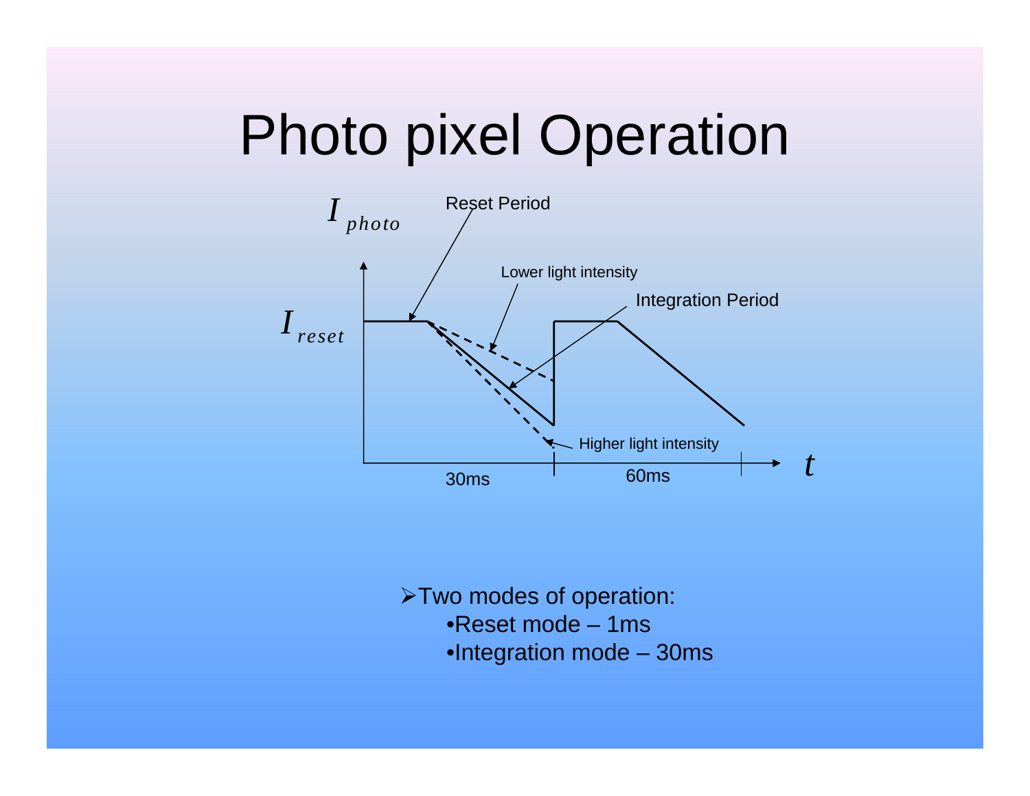# Photo pixel Operation

$I_{photo}$

Reset Period

Lower light intensity

Integration Period

$I_{reset}$

Higher light intensity

30ms

60ms

$t$

- Two modes of operation:
  - Reset mode – 1ms
  - Integration mode – 30ms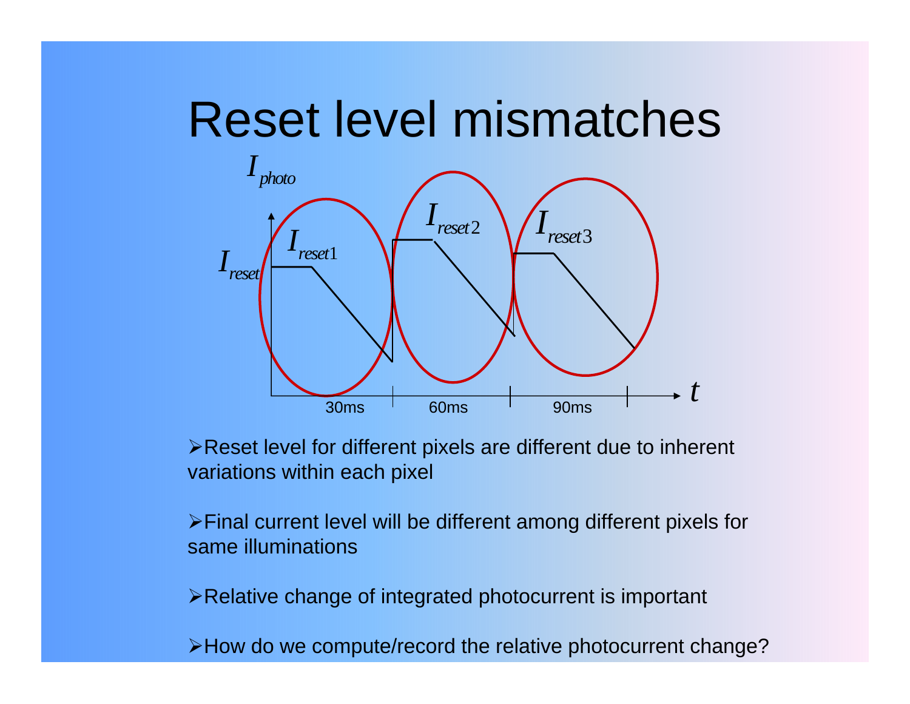# Reset level mismatches

- Reset level for different pixels are different due to inherent variations within each pixel

- Final current level will be different among different pixels for same illuminations

- Relative change of integrated photocurrent is important

- How do we compute/record the relative photocurrent change?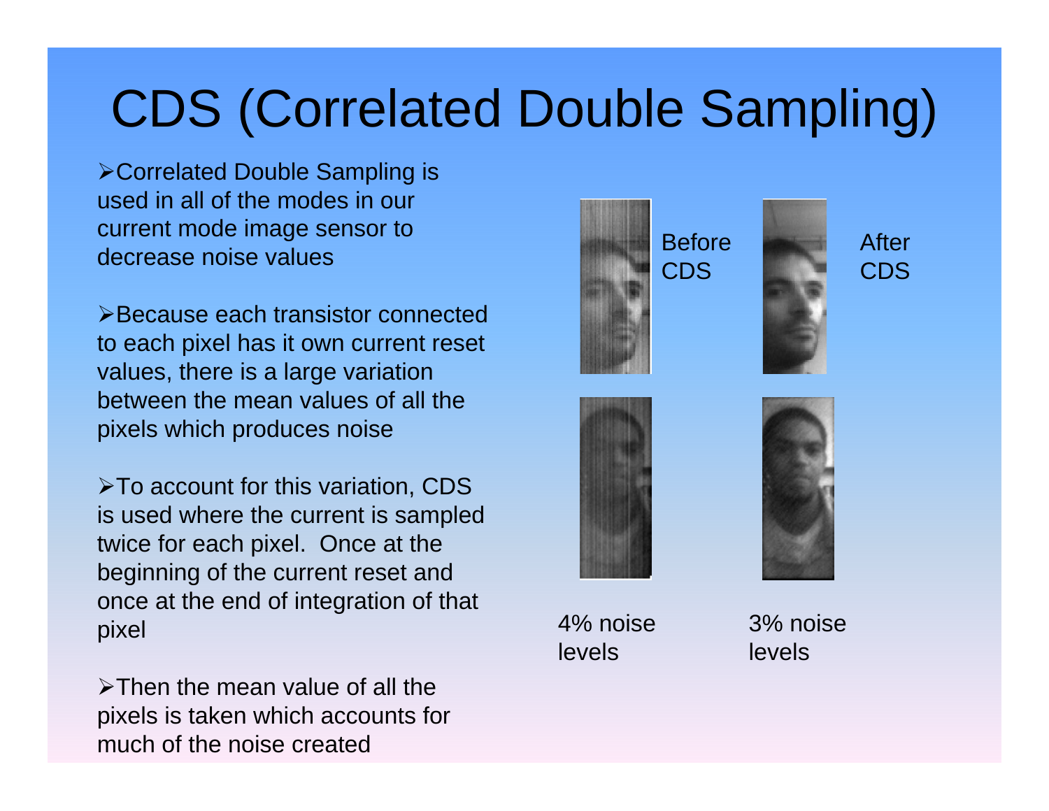# CDS (Correlated Double Sampling)

- Correlated Double Sampling is used in all of the modes in our current mode image sensor to decrease noise values
- Because each transistor connected to each pixel has it own current reset values, there is a large variation between the mean values of all the pixels which produces noise
- To account for this variation, CDS is used where the current is sampled twice for each pixel. Once at the beginning of the current reset and once at the end of integration of that pixel
- Then the mean value of all the pixels is taken which accounts for much of the noise created

Before CDS

After CDS

4% noise levels

3% noise levels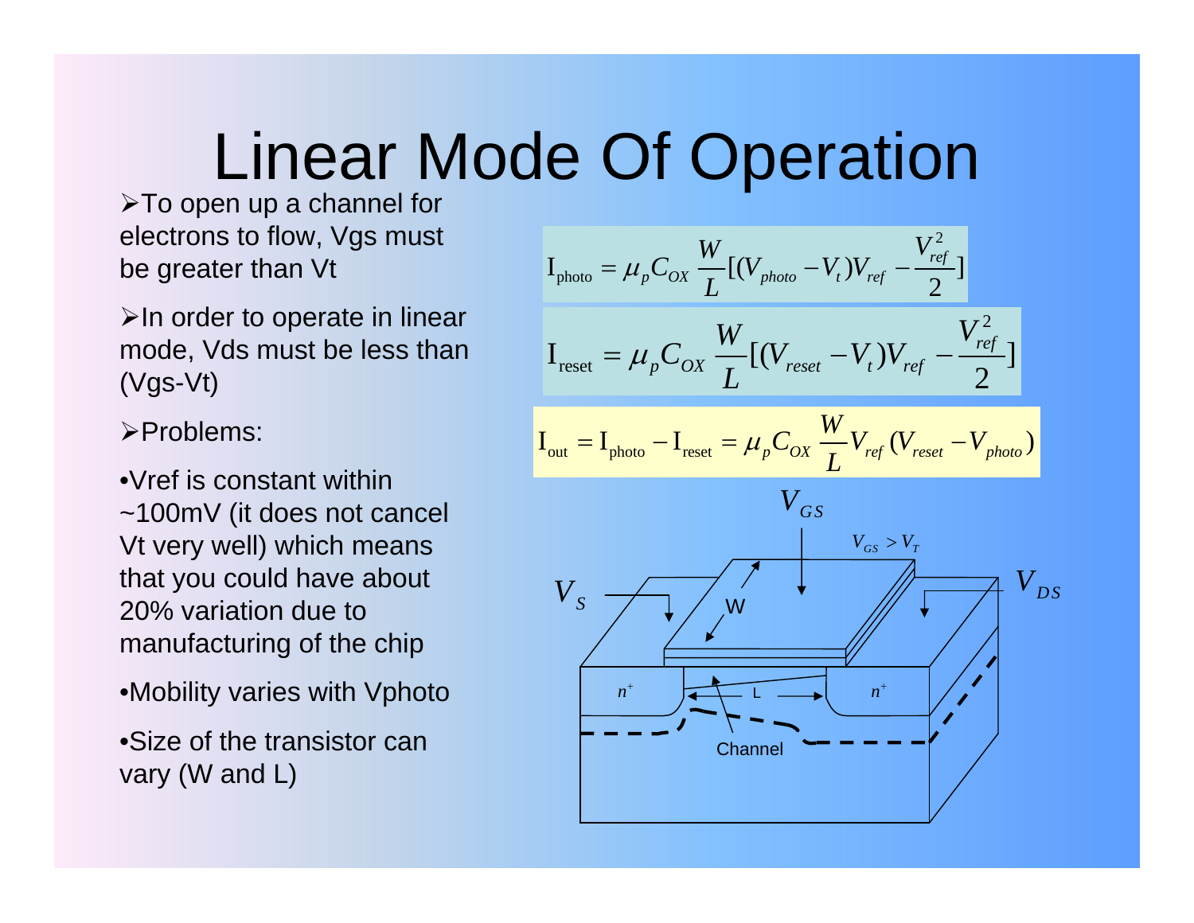# Linear Mode Of Operation

- To open up a channel for electrons to flow, Vgs must be greater than Vt
- In order to operate in linear mode, Vds must be less than (Vgs-Vt)
- Problems:

•Vref is constant within ~100mV (it does not cancel Vt very well) which means that you could have about 20% variation due to manufacturing of the chip

•Mobility varies with Vphoto

•Size of the transistor can vary (W and L)

$$\mathrm{I}_{\text{photo}} = \mu_p C_{OX} \frac{W}{L}[(V_{photo} - V_t)V_{ref} - \frac{V_{ref}^2}{2}]$$

$$\mathrm{I}_{\text{reset}} = \mu_p C_{OX} \frac{W}{L}[(V_{reset} - V_t)V_{ref} - \frac{V_{ref}^2}{2}]$$

$$\mathrm{I}_{\text{out}} = \mathrm{I}_{\text{photo}} - \mathrm{I}_{\text{reset}} = \mu_p C_{OX} \frac{W}{L} V_{ref}(V_{reset} - V_{photo})$$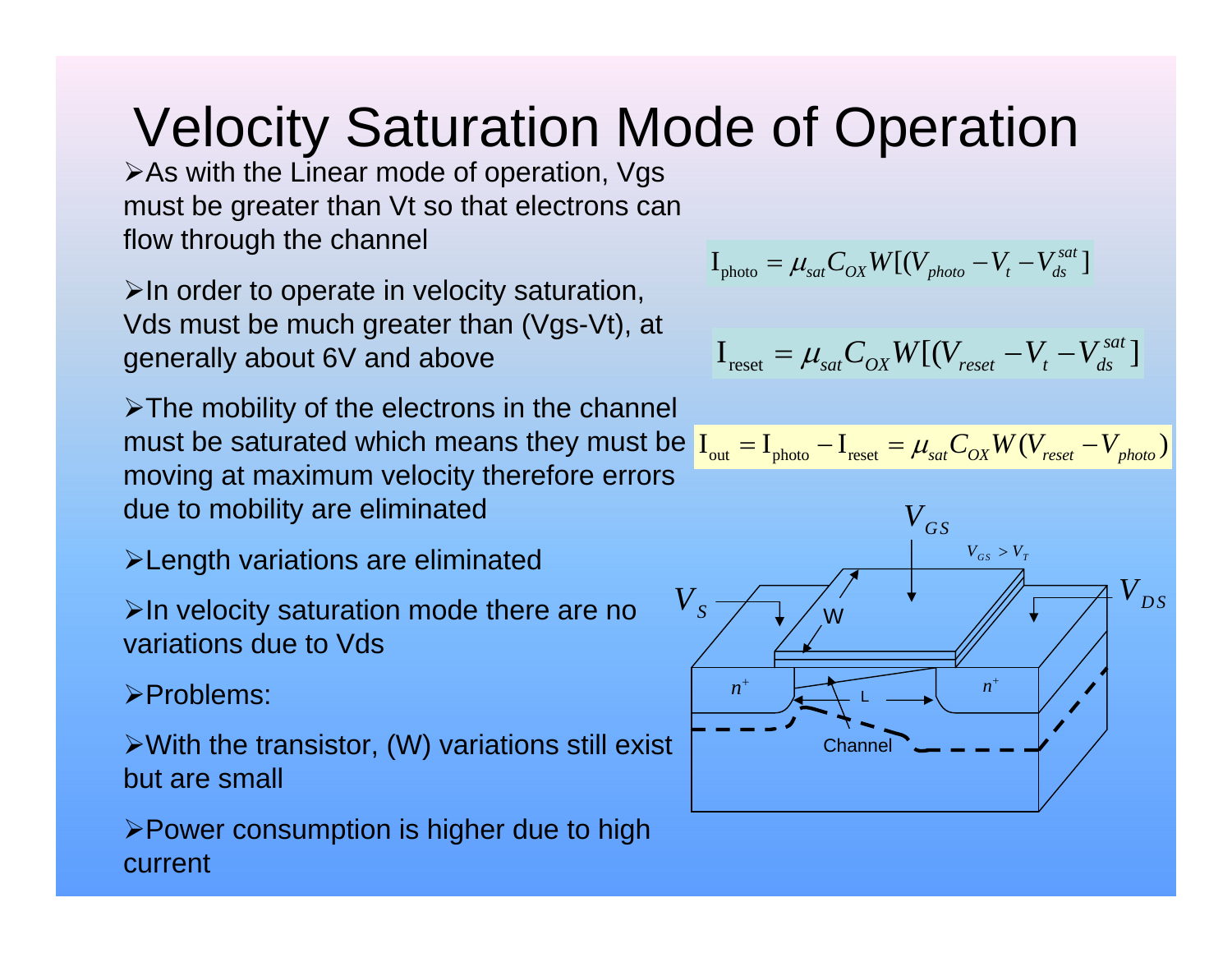# Velocity Saturation Mode of Operation

- As with the Linear mode of operation, Vgs must be greater than Vt so that electrons can flow through the channel
- In order to operate in velocity saturation, Vds must be much greater than (Vgs-Vt), at generally about 6V and above
- The mobility of the electrons in the channel must be saturated which means they must be moving at maximum velocity therefore errors due to mobility are eliminated
- Length variations are eliminated
- In velocity saturation mode there are no variations due to Vds
- Problems:
- With the transistor, (W) variations still exist but are small
- Power consumption is higher due to high current

$$I_{photo} = \mu_{sat} C_{OX} W[(V_{photo} - V_t - V_{ds}^{sat}]$$

$$I_{reset} = \mu_{sat} C_{OX} W[(V_{reset} - V_t - V_{ds}^{sat}]$$

$$I_{out} = I_{photo} - I_{reset} = \mu_{sat} C_{OX} W(V_{reset} - V_{photo})$$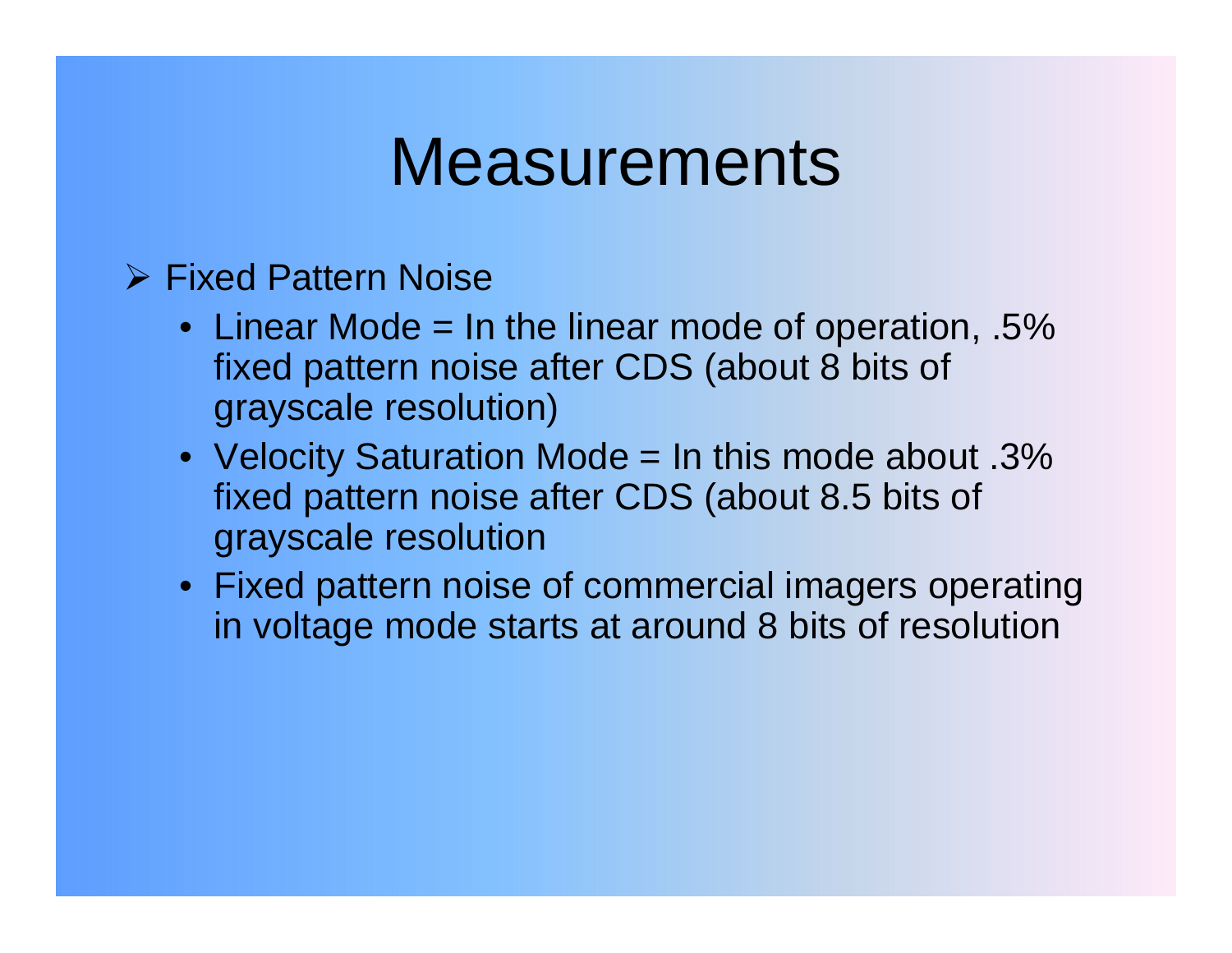# Measurements

- Fixed Pattern Noise
  - Linear Mode = In the linear mode of operation, .5% fixed pattern noise after CDS (about 8 bits of grayscale resolution)
  - Velocity Saturation Mode = In this mode about .3% fixed pattern noise after CDS (about 8.5 bits of grayscale resolution
  - Fixed pattern noise of commercial imagers operating in voltage mode starts at around 8 bits of resolution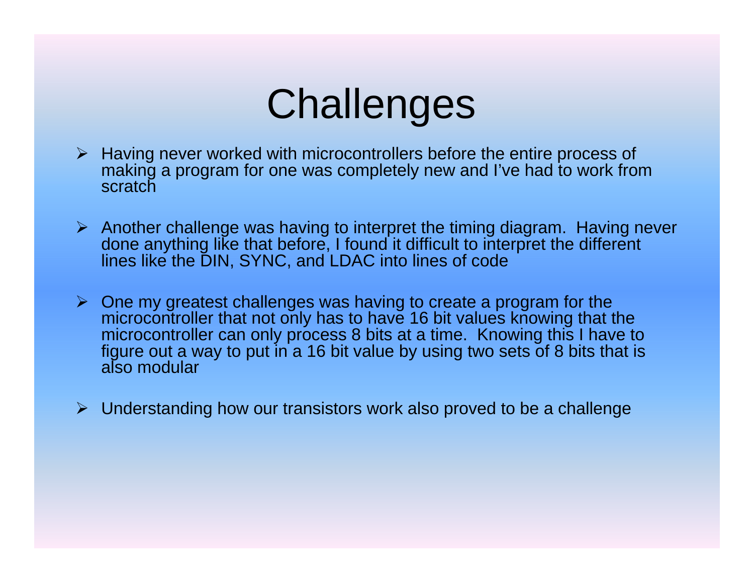# Challenges

- Having never worked with microcontrollers before the entire process of making a program for one was completely new and I've had to work from scratch

- Another challenge was having to interpret the timing diagram. Having never done anything like that before, I found it difficult to interpret the different lines like the DIN, SYNC, and LDAC into lines of code

- One my greatest challenges was having to create a program for the microcontroller that not only has to have 16 bit values knowing that the microcontroller can only process 8 bits at a time. Knowing this I have to figure out a way to put in a 16 bit value by using two sets of 8 bits that is also modular

- Understanding how our transistors work also proved to be a challenge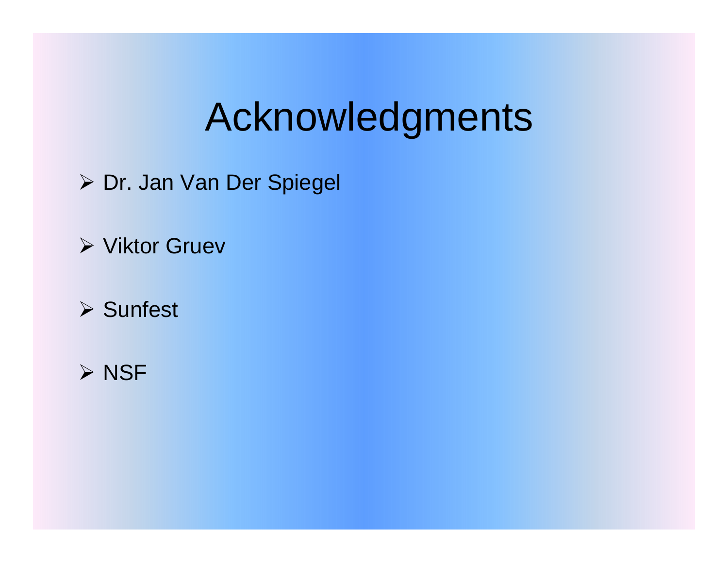# Acknowledgments

- Dr. Jan Van Der Spiegel
- Viktor Gruev
- Sunfest
- NSF